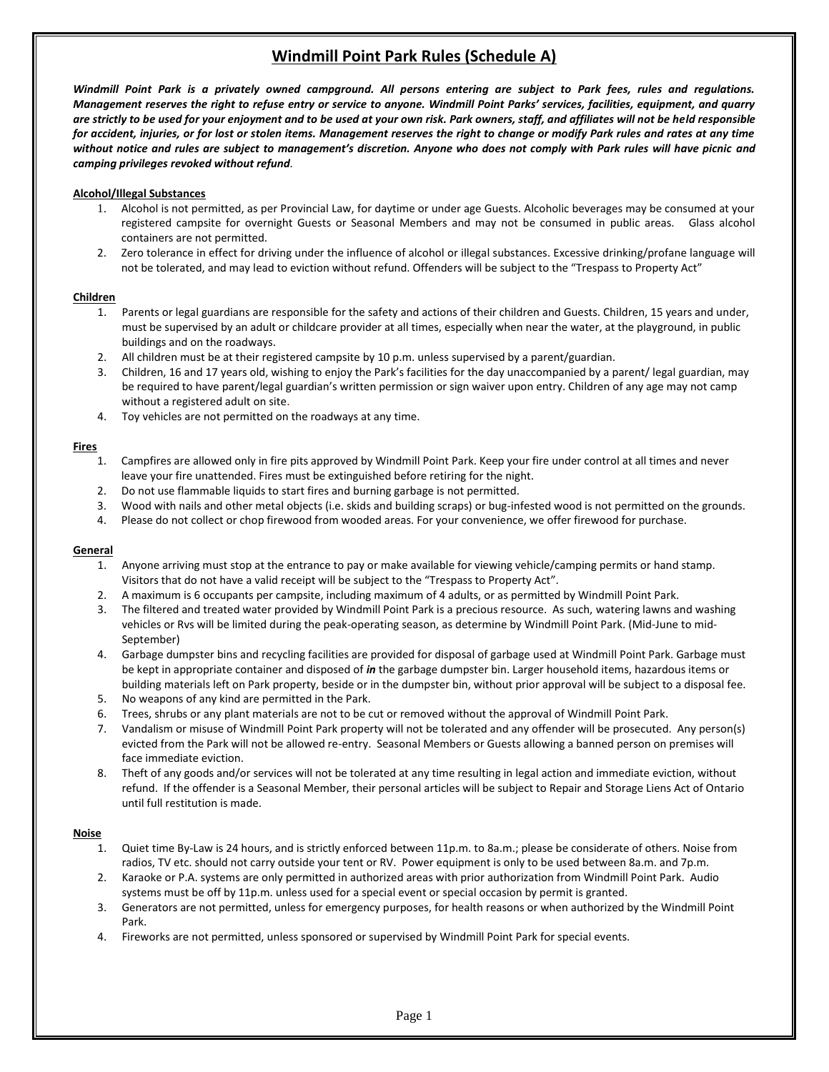# Windmill Point Park Rules (Schedule A)

***Windmill Point Park is a privately owned campground. All persons entering are subject to Park fees, rules and regulations. Management reserves the right to refuse entry or service to anyone. Windmill Point Parks' services, facilities, equipment, and quarry are strictly to be used for your enjoyment and to be used at your own risk. Park owners, staff, and affiliates will not be held responsible for accident, injuries, or for lost or stolen items. Management reserves the right to change or modify Park rules and rates at any time without notice and rules are subject to management's discretion. Anyone who does not comply with Park rules will have picnic and camping privileges revoked without refund.***

**Alcohol/Illegal Substances**

1. Alcohol is not permitted, as per Provincial Law, for daytime or under age Guests. Alcoholic beverages may be consumed at your registered campsite for overnight Guests or Seasonal Members and may not be consumed in public areas. Glass alcohol containers are not permitted.
2. Zero tolerance in effect for driving under the influence of alcohol or illegal substances. Excessive drinking/profane language will not be tolerated, and may lead to eviction without refund. Offenders will be subject to the "Trespass to Property Act"

**Children**

1. Parents or legal guardians are responsible for the safety and actions of their children and Guests. Children, 15 years and under, must be supervised by an adult or childcare provider at all times, especially when near the water, at the playground, in public buildings and on the roadways.
2. All children must be at their registered campsite by 10 p.m. unless supervised by a parent/guardian.
3. Children, 16 and 17 years old, wishing to enjoy the Park's facilities for the day unaccompanied by a parent/ legal guardian, may be required to have parent/legal guardian's written permission or sign waiver upon entry. Children of any age may not camp without a registered adult on site.
4. Toy vehicles are not permitted on the roadways at any time.

**Fires**

1. Campfires are allowed only in fire pits approved by Windmill Point Park. Keep your fire under control at all times and never leave your fire unattended. Fires must be extinguished before retiring for the night.
2. Do not use flammable liquids to start fires and burning garbage is not permitted.
3. Wood with nails and other metal objects (i.e. skids and building scraps) or bug-infested wood is not permitted on the grounds.
4. Please do not collect or chop firewood from wooded areas. For your convenience, we offer firewood for purchase.

**General**

1. Anyone arriving must stop at the entrance to pay or make available for viewing vehicle/camping permits or hand stamp. Visitors that do not have a valid receipt will be subject to the "Trespass to Property Act".
2. A maximum is 6 occupants per campsite, including maximum of 4 adults, or as permitted by Windmill Point Park.
3. The filtered and treated water provided by Windmill Point Park is a precious resource. As such, watering lawns and washing vehicles or Rvs will be limited during the peak-operating season, as determine by Windmill Point Park. (Mid-June to mid-September)
4. Garbage dumpster bins and recycling facilities are provided for disposal of garbage used at Windmill Point Park. Garbage must be kept in appropriate container and disposed of ***in*** the garbage dumpster bin. Larger household items, hazardous items or building materials left on Park property, beside or in the dumpster bin, without prior approval will be subject to a disposal fee.
5. No weapons of any kind are permitted in the Park.
6. Trees, shrubs or any plant materials are not to be cut or removed without the approval of Windmill Point Park.
7. Vandalism or misuse of Windmill Point Park property will not be tolerated and any offender will be prosecuted. Any person(s) evicted from the Park will not be allowed re-entry. Seasonal Members or Guests allowing a banned person on premises will face immediate eviction.
8. Theft of any goods and/or services will not be tolerated at any time resulting in legal action and immediate eviction, without refund. If the offender is a Seasonal Member, their personal articles will be subject to Repair and Storage Liens Act of Ontario until full restitution is made.

**Noise**

1. Quiet time By-Law is 24 hours, and is strictly enforced between 11p.m. to 8a.m.; please be considerate of others. Noise from radios, TV etc. should not carry outside your tent or RV. Power equipment is only to be used between 8a.m. and 7p.m.
2. Karaoke or P.A. systems are only permitted in authorized areas with prior authorization from Windmill Point Park. Audio systems must be off by 11p.m. unless used for a special event or special occasion by permit is granted.
3. Generators are not permitted, unless for emergency purposes, for health reasons or when authorized by the Windmill Point Park.
4. Fireworks are not permitted, unless sponsored or supervised by Windmill Point Park for special events.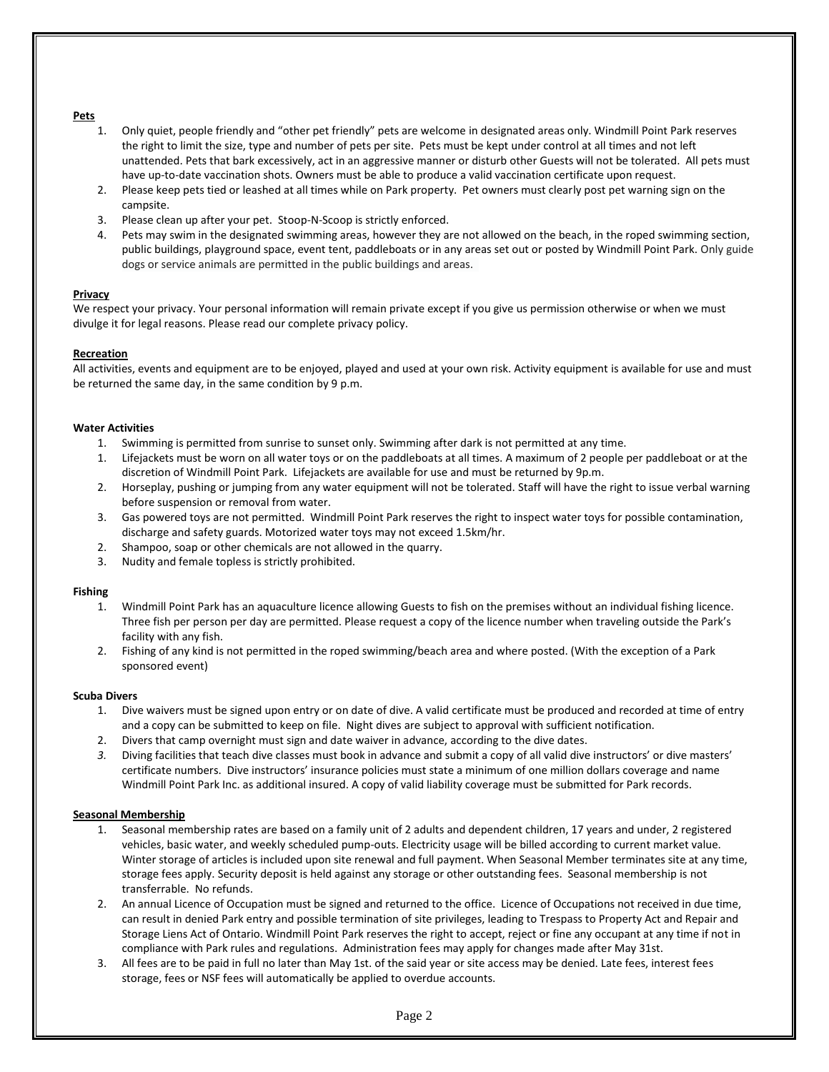**Pets**

1. Only quiet, people friendly and “other pet friendly” pets are welcome in designated areas only. Windmill Point Park reserves the right to limit the size, type and number of pets per site. Pets must be kept under control at all times and not left unattended. Pets that bark excessively, act in an aggressive manner or disturb other Guests will not be tolerated. All pets must have up-to-date vaccination shots. Owners must be able to produce a valid vaccination certificate upon request.
2. Please keep pets tied or leashed at all times while on Park property. Pet owners must clearly post pet warning sign on the campsite.
3. Please clean up after your pet. Stoop-N-Scoop is strictly enforced.
4. Pets may swim in the designated swimming areas, however they are not allowed on the beach, in the roped swimming section, public buildings, playground space, event tent, paddleboats or in any areas set out or posted by Windmill Point Park. Only guide dogs or service animals are permitted in the public buildings and areas.

**Privacy**

We respect your privacy. Your personal information will remain private except if you give us permission otherwise or when we must divulge it for legal reasons. Please read our complete privacy policy.

**Recreation**

All activities, events and equipment are to be enjoyed, played and used at your own risk. Activity equipment is available for use and must be returned the same day, in the same condition by 9 p.m.

**Water Activities**

1. Swimming is permitted from sunrise to sunset only. Swimming after dark is not permitted at any time.
1. Lifejackets must be worn on all water toys or on the paddleboats at all times. A maximum of 2 people per paddleboat or at the discretion of Windmill Point Park. Lifejackets are available for use and must be returned by 9p.m.
2. Horseplay, pushing or jumping from any water equipment will not be tolerated. Staff will have the right to issue verbal warning before suspension or removal from water.
3. Gas powered toys are not permitted. Windmill Point Park reserves the right to inspect water toys for possible contamination, discharge and safety guards. Motorized water toys may not exceed 1.5km/hr.
2. Shampoo, soap or other chemicals are not allowed in the quarry.
3. Nudity and female topless is strictly prohibited.

**Fishing**

1. Windmill Point Park has an aquaculture licence allowing Guests to fish on the premises without an individual fishing licence. Three fish per person per day are permitted. Please request a copy of the licence number when traveling outside the Park’s facility with any fish.
2. Fishing of any kind is not permitted in the roped swimming/beach area and where posted. (With the exception of a Park sponsored event)

**Scuba Divers**

1. Dive waivers must be signed upon entry or on date of dive. A valid certificate must be produced and recorded at time of entry and a copy can be submitted to keep on file. Night dives are subject to approval with sufficient notification.
2. Divers that camp overnight must sign and date waiver in advance, according to the dive dates.
3. Diving facilities that teach dive classes must book in advance and submit a copy of all valid dive instructors’ or dive masters’ certificate numbers. Dive instructors’ insurance policies must state a minimum of one million dollars coverage and name Windmill Point Park Inc. as additional insured. A copy of valid liability coverage must be submitted for Park records.

**Seasonal Membership**

1. Seasonal membership rates are based on a family unit of 2 adults and dependent children, 17 years and under, 2 registered vehicles, basic water, and weekly scheduled pump-outs. Electricity usage will be billed according to current market value. Winter storage of articles is included upon site renewal and full payment. When Seasonal Member terminates site at any time, storage fees apply. Security deposit is held against any storage or other outstanding fees. Seasonal membership is not transferrable. No refunds.
2. An annual Licence of Occupation must be signed and returned to the office. Licence of Occupations not received in due time, can result in denied Park entry and possible termination of site privileges, leading to Trespass to Property Act and Repair and Storage Liens Act of Ontario. Windmill Point Park reserves the right to accept, reject or fine any occupant at any time if not in compliance with Park rules and regulations. Administration fees may apply for changes made after May 31st.
3. All fees are to be paid in full no later than May 1st. of the said year or site access may be denied. Late fees, interest fees storage, fees or NSF fees will automatically be applied to overdue accounts.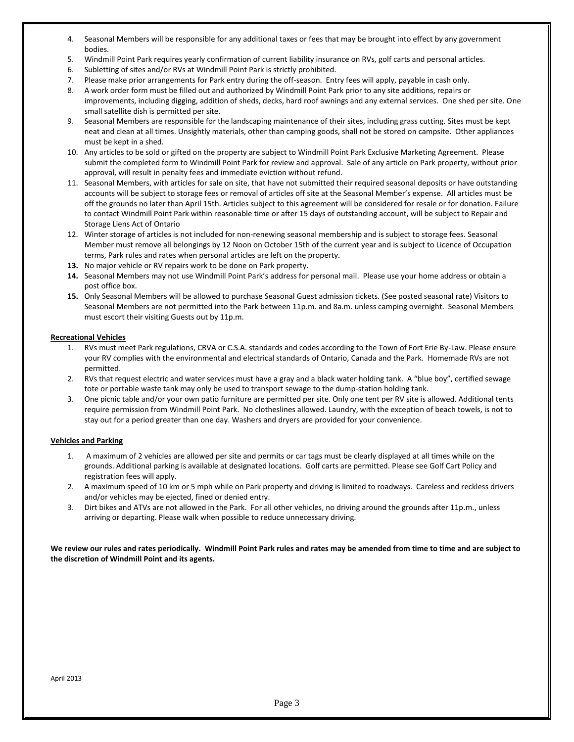4. Seasonal Members will be responsible for any additional taxes or fees that may be brought into effect by any government bodies.
5. Windmill Point Park requires yearly confirmation of current liability insurance on RVs, golf carts and personal articles.
6. Subletting of sites and/or RVs at Windmill Point Park is strictly prohibited.
7. Please make prior arrangements for Park entry during the off-season. Entry fees will apply, payable in cash only.
8. A work order form must be filled out and authorized by Windmill Point Park prior to any site additions, repairs or improvements, including digging, addition of sheds, decks, hard roof awnings and any external services. One shed per site. One small satellite dish is permitted per site.
9. Seasonal Members are responsible for the landscaping maintenance of their sites, including grass cutting. Sites must be kept neat and clean at all times. Unsightly materials, other than camping goods, shall not be stored on campsite. Other appliances must be kept in a shed.
10. Any articles to be sold or gifted on the property are subject to Windmill Point Park Exclusive Marketing Agreement. Please submit the completed form to Windmill Point Park for review and approval. Sale of any article on Park property, without prior approval, will result in penalty fees and immediate eviction without refund.
11. Seasonal Members, with articles for sale on site, that have not submitted their required seasonal deposits or have outstanding accounts will be subject to storage fees or removal of articles off site at the Seasonal Member's expense. All articles must be off the grounds no later than April 15th. Articles subject to this agreement will be considered for resale or for donation. Failure to contact Windmill Point Park within reasonable time or after 15 days of outstanding account, will be subject to Repair and Storage Liens Act of Ontario
12. Winter storage of articles is not included for non-renewing seasonal membership and is subject to storage fees. Seasonal Member must remove all belongings by 12 Noon on October 15th of the current year and is subject to Licence of Occupation terms, Park rules and rates when personal articles are left on the property.
13. No major vehicle or RV repairs work to be done on Park property.
14. Seasonal Members may not use Windmill Point Park's address for personal mail. Please use your home address or obtain a post office box.
15. Only Seasonal Members will be allowed to purchase Seasonal Guest admission tickets. (See posted seasonal rate) Visitors to Seasonal Members are not permitted into the Park between 11p.m. and 8a.m. unless camping overnight. Seasonal Members must escort their visiting Guests out by 11p.m.

**Recreational Vehicles**

1. RVs must meet Park regulations, CRVA or C.S.A. standards and codes according to the Town of Fort Erie By-Law. Please ensure your RV complies with the environmental and electrical standards of Ontario, Canada and the Park. Homemade RVs are not permitted.
2. RVs that request electric and water services must have a gray and a black water holding tank. A "blue boy", certified sewage tote or portable waste tank may only be used to transport sewage to the dump-station holding tank.
3. One picnic table and/or your own patio furniture are permitted per site. Only one tent per RV site is allowed. Additional tents require permission from Windmill Point Park. No clotheslines allowed. Laundry, with the exception of beach towels, is not to stay out for a period greater than one day. Washers and dryers are provided for your convenience.

**Vehicles and Parking**

1. A maximum of 2 vehicles are allowed per site and permits or car tags must be clearly displayed at all times while on the grounds. Additional parking is available at designated locations. Golf carts are permitted. Please see Golf Cart Policy and registration fees will apply.
2. A maximum speed of 10 km or 5 mph while on Park property and driving is limited to roadways. Careless and reckless drivers and/or vehicles may be ejected, fined or denied entry.
3. Dirt bikes and ATVs are not allowed in the Park. For all other vehicles, no driving around the grounds after 11p.m., unless arriving or departing. Please walk when possible to reduce unnecessary driving.

**We review our rules and rates periodically. Windmill Point Park rules and rates may be amended from time to time and are subject to the discretion of Windmill Point and its agents.**

April 2013